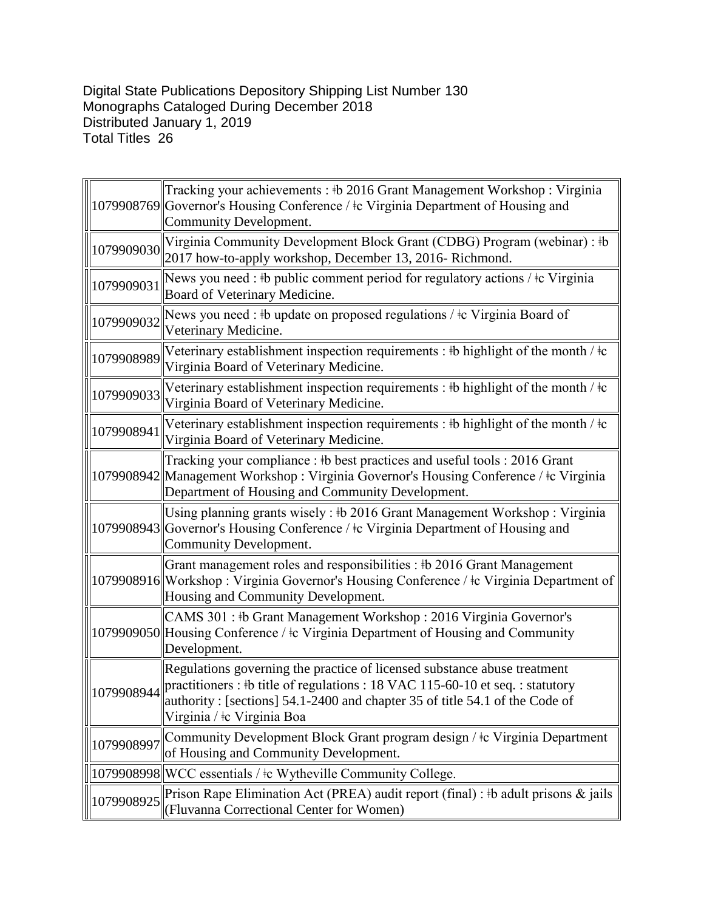Digital State Publications Depository Shipping List Number 130
Monographs Cataloged During December 2018
Distributed January 1, 2019
Total Titles 26

| | |
|---|---|
| 1079908769 | Tracking your achievements : ǂb 2016 Grant Management Workshop : Virginia Governor's Housing Conference / ǂc Virginia Department of Housing and Community Development. |
| 1079909030 | Virginia Community Development Block Grant (CDBG) Program (webinar) : ǂb 2017 how-to-apply workshop, December 13, 2016- Richmond. |
| 1079909031 | News you need : ǂb public comment period for regulatory actions / ǂc Virginia Board of Veterinary Medicine. |
| 1079909032 | News you need : ǂb update on proposed regulations / ǂc Virginia Board of Veterinary Medicine. |
| 1079908989 | Veterinary establishment inspection requirements : ǂb highlight of the month / ǂc Virginia Board of Veterinary Medicine. |
| 1079909033 | Veterinary establishment inspection requirements : ǂb highlight of the month / ǂc Virginia Board of Veterinary Medicine. |
| 1079908941 | Veterinary establishment inspection requirements : ǂb highlight of the month / ǂc Virginia Board of Veterinary Medicine. |
| 1079908942 | Tracking your compliance : ǂb best practices and useful tools : 2016 Grant Management Workshop : Virginia Governor's Housing Conference / ǂc Virginia Department of Housing and Community Development. |
| 1079908943 | Using planning grants wisely : ǂb 2016 Grant Management Workshop : Virginia Governor's Housing Conference / ǂc Virginia Department of Housing and Community Development. |
| 1079908916 | Grant management roles and responsibilities : ǂb 2016 Grant Management Workshop : Virginia Governor's Housing Conference / ǂc Virginia Department of Housing and Community Development. |
| 1079909050 | CAMS 301 : ǂb Grant Management Workshop : 2016 Virginia Governor's Housing Conference / ǂc Virginia Department of Housing and Community Development. |
| 1079908944 | Regulations governing the practice of licensed substance abuse treatment practitioners : ǂb title of regulations : 18 VAC 115-60-10 et seq. : statutory authority : [sections] 54.1-2400 and chapter 35 of title 54.1 of the Code of Virginia / ǂc Virginia Boa |
| 1079908997 | Community Development Block Grant program design / ǂc Virginia Department of Housing and Community Development. |
| 1079908998 | WCC essentials / ǂc Wytheville Community College. |
| 1079908925 | Prison Rape Elimination Act (PREA) audit report (final) : ǂb adult prisons & jails (Fluvanna Correctional Center for Women) |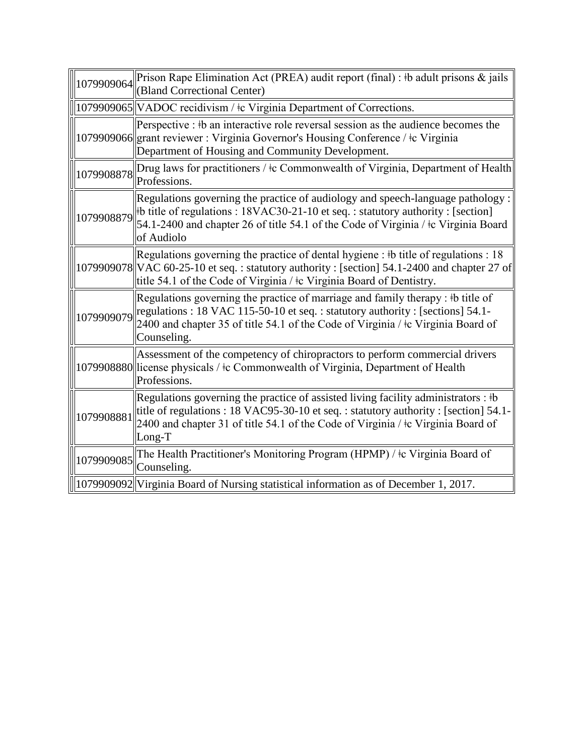| | |
|---|---|
| 1079909064 | Prison Rape Elimination Act (PREA) audit report (final) : ǂb adult prisons & jails (Bland Correctional Center) |
| 1079909065 | VADOC recidivism / ǂc Virginia Department of Corrections. |
| 1079909066 | Perspective : ǂb an interactive role reversal session as the audience becomes the grant reviewer : Virginia Governor's Housing Conference / ǂc Virginia Department of Housing and Community Development. |
| 1079908878 | Drug laws for practitioners / ǂc Commonwealth of Virginia, Department of Health Professions. |
| 1079908879 | Regulations governing the practice of audiology and speech-language pathology : ǂb title of regulations : 18VAC30-21-10 et seq. : statutory authority : [section] 54.1-2400 and chapter 26 of title 54.1 of the Code of Virginia / ǂc Virginia Board of Audiolo |
| 1079909078 | Regulations governing the practice of dental hygiene : ǂb title of regulations : 18 VAC 60-25-10 et seq. : statutory authority : [section] 54.1-2400 and chapter 27 of title 54.1 of the Code of Virginia / ǂc Virginia Board of Dentistry. |
| 1079909079 | Regulations governing the practice of marriage and family therapy : ǂb title of regulations : 18 VAC 115-50-10 et seq. : statutory authority : [sections] 54.1-2400 and chapter 35 of title 54.1 of the Code of Virginia / ǂc Virginia Board of Counseling. |
| 1079908880 | Assessment of the competency of chiropractors to perform commercial drivers license physicals / ǂc Commonwealth of Virginia, Department of Health Professions. |
| 1079908881 | Regulations governing the practice of assisted living facility administrators : ǂb title of regulations : 18 VAC95-30-10 et seq. : statutory authority : [section] 54.1-2400 and chapter 31 of title 54.1 of the Code of Virginia / ǂc Virginia Board of Long-T |
| 1079909085 | The Health Practitioner's Monitoring Program (HPMP) / ǂc Virginia Board of Counseling. |
| 1079909092 | Virginia Board of Nursing statistical information as of December 1, 2017. |